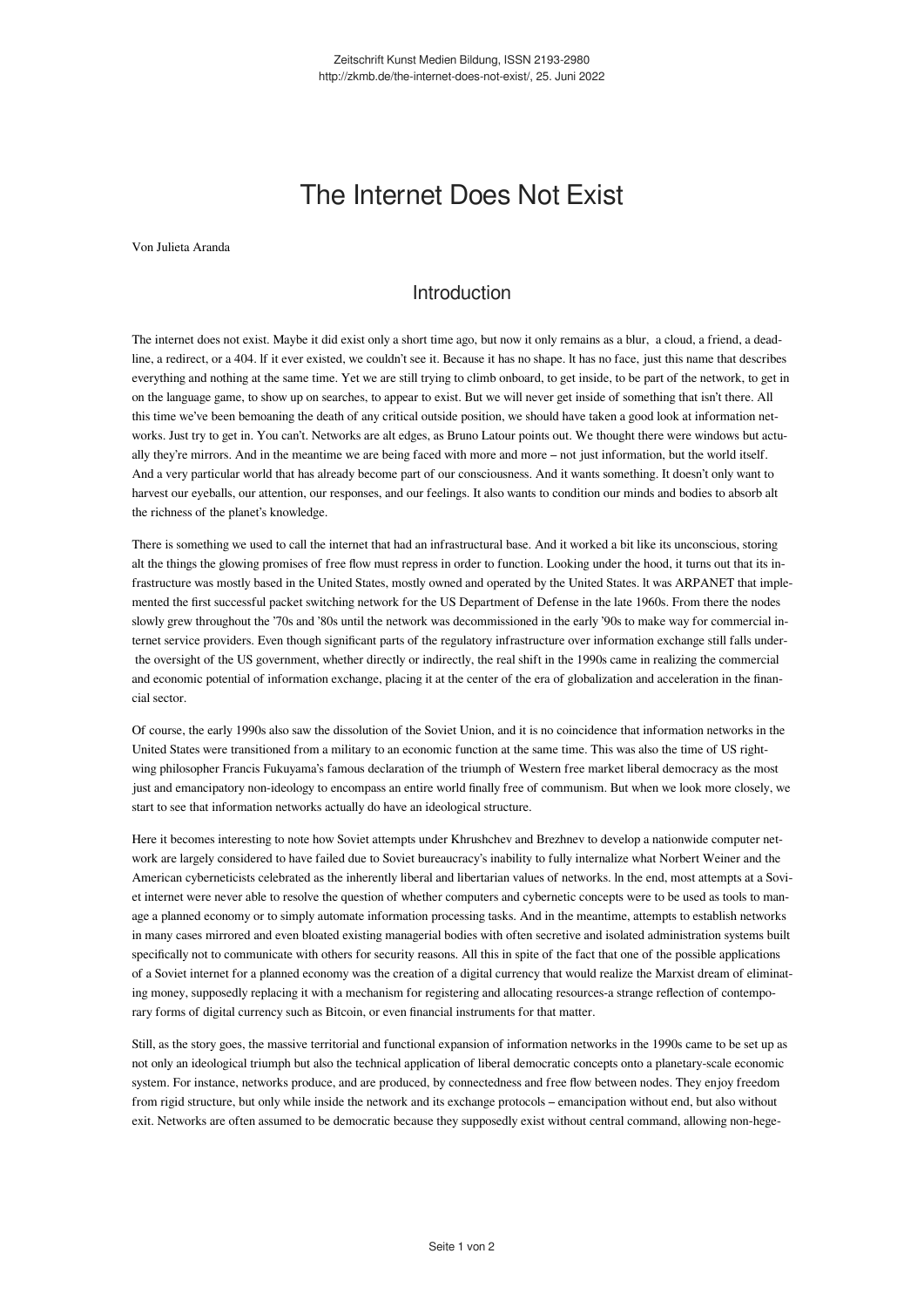# The Internet Does Not Exist

Von Julieta Aranda

## Introduction

The internet does not exist. Maybe it did exist only a short time ago, but now it only remains as a blur, a cloud, a friend, a deadline, a redirect, or a 404. If it ever existed, we couldn't see it. Because it has no shape. It has no face, just this name that describes everything and nothing at the same time. Yet we are still trying to climb onboard, to get inside, to be part of the network, to get in on the language game, to show up on searches, to appear to exist. But we will never get inside of something that isn't there. All this time we've been bemoaning the death of any critical outside position, we should have taken a good look at information networks. Just try to get in. You can't. Networks are alt edges, as Bruno Latour points out. We thought there were windows but actually they're mirrors. And in the meantime we are being faced with more and more – not just information, but the world itself. And a very particular world that has already become part of our consciousness. And it wants something. It doesn't only want to harvest our eyeballs, our attention, our responses, and our feelings. It also wants to condition our minds and bodies to absorb alt the richness of the planet's knowledge.

There is something we used to call the internet that had an infrastructural base. And it worked a bit like its unconscious, storing alt the things the glowing promises of free flow must repress in order to function. Looking under the hood, it turns out that its infrastructure was mostly based in the United States, mostly owned and operated by the United States. It was ARPANET that implemented the first successful packet switching network for the US Department of Defense in the late 1960s. From there the nodes slowly grew throughout the '70s and '80s until the network was decommissioned in the early '90s to make way for commercial internet service providers. Even though significant parts of the regulatory infrastructure over information exchange still falls under the oversight of the US government, whether directly or indirectly, the real shift in the 1990s came in realizing the commercial and economic potential of information exchange, placing it at the center of the era of globalization and acceleration in the financial sector.

Of course, the early 1990s also saw the dissolution of the Soviet Union, and it is no coincidence that information networks in the United States were transitioned from a military to an economic function at the same time. This was also the time of US right-wing philosopher Francis Fukuyama's famous declaration of the triumph of Western free market liberal democracy as the most just and emancipatory non-ideology to encompass an entire world finally free of communism. But when we look more closely, we start to see that information networks actually do have an ideological structure.

Here it becomes interesting to note how Soviet attempts under Khrushchev and Brezhnev to develop a nationwide computer network are largely considered to have failed due to Soviet bureaucracy's inability to fully internalize what Norbert Weiner and the American cyberneticists celebrated as the inherently liberal and libertarian values of networks. In the end, most attempts at a Soviet internet were never able to resolve the question of whether computers and cybernetic concepts were to be used as tools to manage a planned economy or to simply automate information processing tasks. And in the meantime, attempts to establish networks in many cases mirrored and even bloated existing managerial bodies with often secretive and isolated administration systems built specifically not to communicate with others for security reasons. All this in spite of the fact that one of the possible applications of a Soviet internet for a planned economy was the creation of a digital currency that would realize the Marxist dream of eliminating money, supposedly replacing it with a mechanism for registering and allocating resources-a strange reflection of contemporary forms of digital currency such as Bitcoin, or even financial instruments for that matter.

Still, as the story goes, the massive territorial and functional expansion of information networks in the 1990s came to be set up as not only an ideological triumph but also the technical application of liberal democratic concepts onto a planetary-scale economic system. For instance, networks produce, and are produced, by connectedness and free flow between nodes. They enjoy freedom from rigid structure, but only while inside the network and its exchange protocols – emancipation without end, but also without exit. Networks are often assumed to be democratic because they supposedly exist without central command, allowing non-hege-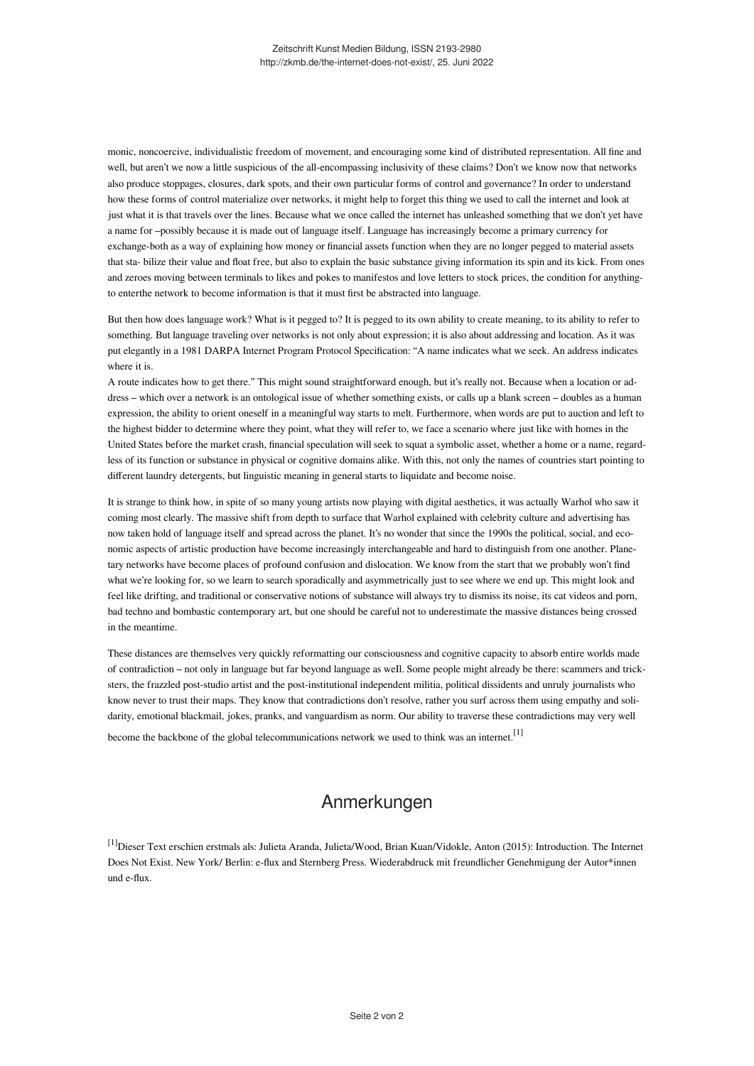monic, noncoercive, individualistic freedom of movement, and encouraging some kind of distributed representation. All fine and well, but aren't we now a little suspicious of the all-encompassing inclusivity of these claims? Don't we know now that networks also produce stoppages, closures, dark spots, and their own particular forms of control and governance? In order to understand how these forms of control materialize over networks, it might help to forget this thing we used to call the internet and look at just what it is that travels over the lines. Because what we once called the internet has unleashed something that we don't yet have a name for –possibly because it is made out of language itself. Language has increasingly become a primary currency for exchange-both as a way of explaining how money or financial assets function when they are no longer pegged to material assets that sta- bilize their value and float free, but also to explain the basic substance giving information its spin and its kick. From ones and zeroes moving between terminals to likes and pokes to manifestos and love letters to stock prices, the condition for anything-to enterthe network to become information is that it must first be abstracted into language.

But then how does language work? What is it pegged to? It is pegged to its own ability to create meaning, to its ability to refer to something. But language traveling over networks is not only about expression; it is also about addressing and location. As it was put elegantly in a 1981 DARPA Internet Program Protocol Specification: "A name indicates what we seek. An address indicates where it is.
A route indicates how to get there." This might sound straightforward enough, but it's really not. Because when a location or address – which over a network is an ontological issue of whether something exists, or calls up a blank screen – doubles as a human expression, the ability to orient oneself in a meaningful way starts to melt. Furthermore, when words are put to auction and left to the highest bidder to determine where they point, what they will refer to, we face a scenario where just like with homes in the United States before the market crash, financial speculation will seek to squat a symbolic asset, whether a home or a name, regardless of its function or substance in physical or cognitive domains alike. With this, not only the names of countries start pointing to different laundry detergents, but linguistic meaning in general starts to liquidate and become noise.

It is strange to think how, in spite of so many young artists now playing with digital aesthetics, it was actually Warhol who saw it coming most clearly. The massive shift from depth to surface that Warhol explained with celebrity culture and advertising has now taken hold of language itself and spread across the planet. It's no wonder that since the 1990s the political, social, and economic aspects of artistic production have become increasingly interchangeable and hard to distinguish from one another. Planetary networks have become places of profound confusion and dislocation. We know from the start that we probably won't find what we're looking for, so we learn to search sporadically and asymmetrically just to see where we end up. This might look and feel like drifting, and traditional or conservative notions of substance will always try to dismiss its noise, its cat videos and porn, bad techno and bombastic contemporary art, but one should be careful not to underestimate the massive distances being crossed in the meantime.

These distances are themselves very quickly reformatting our consciousness and cognitive capacity to absorb entire worlds made of contradiction – not only in language but far beyond language as well. Some people might already be there: scammers and tricksters, the frazzled post-studio artist and the post-institutional independent militia, political dissidents and unruly journalists who know never to trust their maps. They know that contradictions don't resolve, rather you surf across them using empathy and solidarity, emotional blackmail, jokes, pranks, and vanguardism as norm. Our ability to traverse these contradictions may very well become the backbone of the global telecommunications network we used to think was an internet.[1]

## Anmerkungen

[1]Dieser Text erschien erstmals als: Julieta Aranda, Julieta/Wood, Brian Kuan/Vidokle, Anton (2015): Introduction. The Internet Does Not Exist. New York/ Berlin: e-flux and Sternberg Press. Wiederabdruck mit freundlicher Genehmigung der Autor*innen und e-flux.